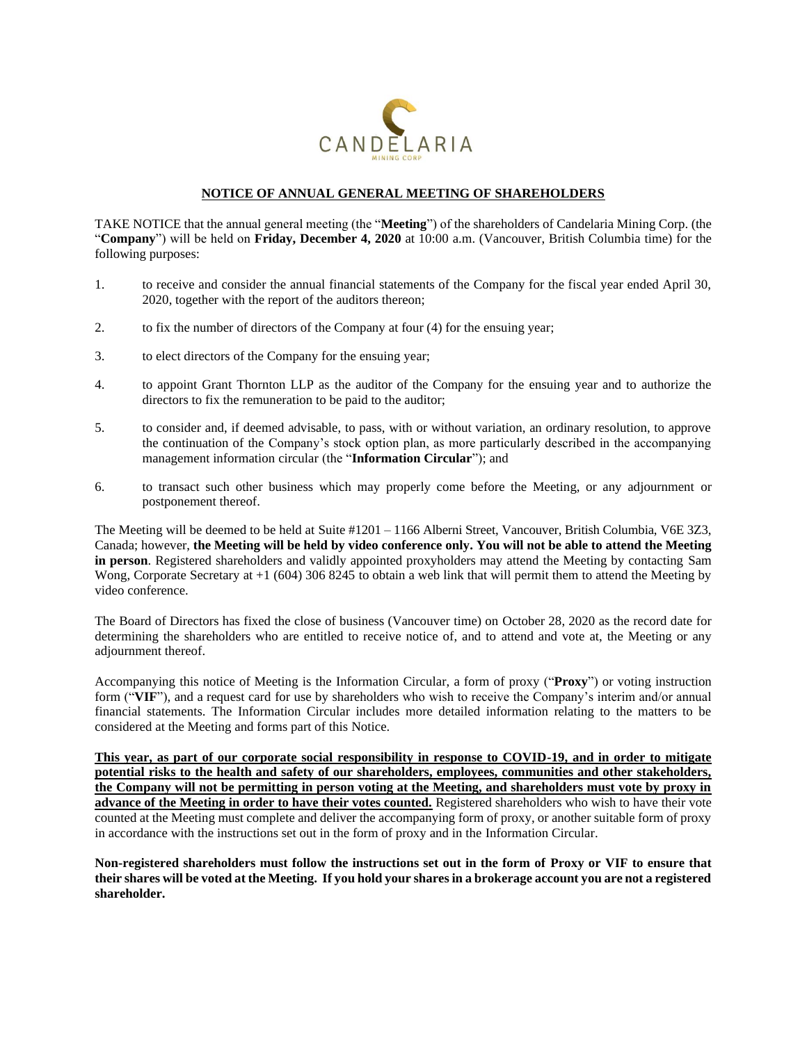# NOTICE OF ANNUAL GENERAL MEETING OF SHAREHOLDERS

TAKE NOTICE that the annual general meeting (the "**Meeting**") of the shareholders of Candelaria Mining Corp. (the "**Company**") will be held on **Friday, December 4, 2020** at 10:00 a.m. (Vancouver, British Columbia time) for the following purposes:

1. to receive and consider the annual financial statements of the Company for the fiscal year ended April 30, 2020, together with the report of the auditors thereon;
2. to fix the number of directors of the Company at four (4) for the ensuing year;
3. to elect directors of the Company for the ensuing year;
4. to appoint Grant Thornton LLP as the auditor of the Company for the ensuing year and to authorize the directors to fix the remuneration to be paid to the auditor;
5. to consider and, if deemed advisable, to pass, with or without variation, an ordinary resolution, to approve the continuation of the Company's stock option plan, as more particularly described in the accompanying management information circular (the "**Information Circular**"); and
6. to transact such other business which may properly come before the Meeting, or any adjournment or postponement thereof.

The Meeting will be deemed to be held at Suite #1201 – 1166 Alberni Street, Vancouver, British Columbia, V6E 3Z3, Canada; however, **the Meeting will be held by video conference only. You will not be able to attend the Meeting in person**. Registered shareholders and validly appointed proxyholders may attend the Meeting by contacting Sam Wong, Corporate Secretary at +1 (604) 306 8245 to obtain a web link that will permit them to attend the Meeting by video conference.

The Board of Directors has fixed the close of business (Vancouver time) on October 28, 2020 as the record date for determining the shareholders who are entitled to receive notice of, and to attend and vote at, the Meeting or any adjournment thereof.

Accompanying this notice of Meeting is the Information Circular, a form of proxy ("**Proxy**") or voting instruction form ("**VIF**"), and a request card for use by shareholders who wish to receive the Company's interim and/or annual financial statements. The Information Circular includes more detailed information relating to the matters to be considered at the Meeting and forms part of this Notice.

**This year, as part of our corporate social responsibility in response to COVID-19, and in order to mitigate potential risks to the health and safety of our shareholders, employees, communities and other stakeholders, the Company will not be permitting in person voting at the Meeting, and shareholders must vote by proxy in advance of the Meeting in order to have their votes counted.** Registered shareholders who wish to have their vote counted at the Meeting must complete and deliver the accompanying form of proxy, or another suitable form of proxy in accordance with the instructions set out in the form of proxy and in the Information Circular.

**Non-registered shareholders must follow the instructions set out in the form of Proxy or VIF to ensure that their shares will be voted at the Meeting. If you hold your shares in a brokerage account you are not a registered shareholder.**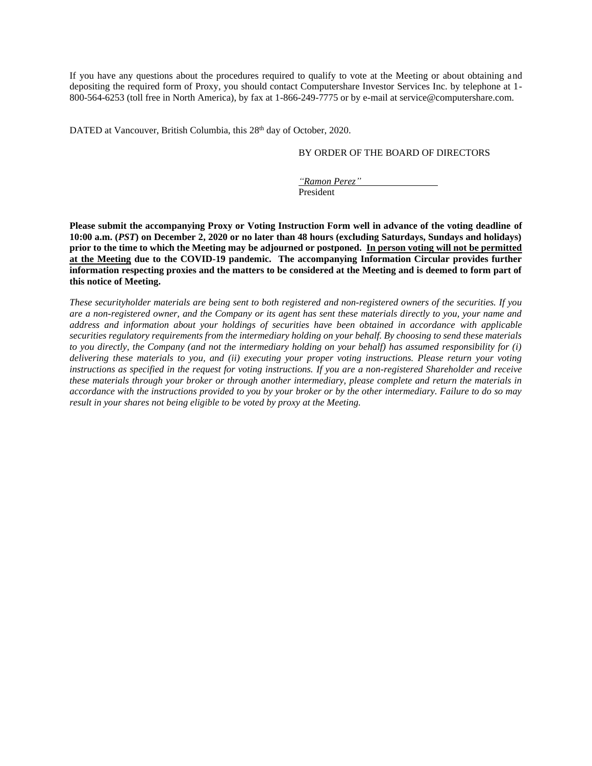If you have any questions about the procedures required to qualify to vote at the Meeting or about obtaining and depositing the required form of Proxy, you should contact Computershare Investor Services Inc. by telephone at 1-800-564-6253 (toll free in North America), by fax at 1-866-249-7775 or by e-mail at service@computershare.com.

DATED at Vancouver, British Columbia, this 28th day of October, 2020.

BY ORDER OF THE BOARD OF DIRECTORS

*"Ramon Perez"*
President

**Please submit the accompanying Proxy or Voting Instruction Form well in advance of the voting deadline of 10:00 a.m. (*PST*) on December 2, 2020 or no later than 48 hours (excluding Saturdays, Sundays and holidays) prior to the time to which the Meeting may be adjourned or postponed. In person voting will not be permitted at the Meeting due to the COVID-19 pandemic. The accompanying Information Circular provides further information respecting proxies and the matters to be considered at the Meeting and is deemed to form part of this notice of Meeting.**

*These securityholder materials are being sent to both registered and non-registered owners of the securities. If you are a non-registered owner, and the Company or its agent has sent these materials directly to you, your name and address and information about your holdings of securities have been obtained in accordance with applicable securities regulatory requirements from the intermediary holding on your behalf. By choosing to send these materials to you directly, the Company (and not the intermediary holding on your behalf) has assumed responsibility for (i) delivering these materials to you, and (ii) executing your proper voting instructions. Please return your voting instructions as specified in the request for voting instructions. If you are a non-registered Shareholder and receive these materials through your broker or through another intermediary, please complete and return the materials in accordance with the instructions provided to you by your broker or by the other intermediary. Failure to do so may result in your shares not being eligible to be voted by proxy at the Meeting.*